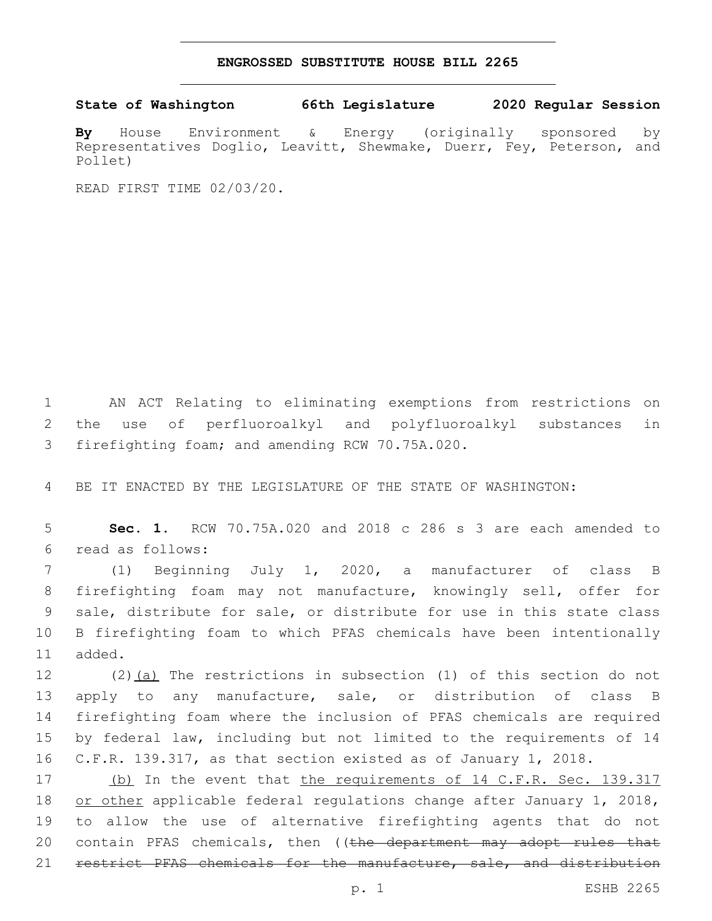# ENGROSSED SUBSTITUTE HOUSE BILL 2265

**State of Washington 66th Legislature 2020 Regular Session**

**By** House Environment & Energy (originally sponsored by Representatives Doglio, Leavitt, Shewmake, Duerr, Fey, Peterson, and Pollet)

READ FIRST TIME 02/03/20.

AN ACT Relating to eliminating exemptions from restrictions on the use of perfluoroalkyl and polyfluoroalkyl substances in firefighting foam; and amending RCW 70.75A.020.

BE IT ENACTED BY THE LEGISLATURE OF THE STATE OF WASHINGTON:

**Sec. 1.** RCW 70.75A.020 and 2018 c 286 s 3 are each amended to read as follows:

(1) Beginning July 1, 2020, a manufacturer of class B firefighting foam may not manufacture, knowingly sell, offer for sale, distribute for sale, or distribute for use in this state class B firefighting foam to which PFAS chemicals have been intentionally added.

(2)<u>(a)</u> The restrictions in subsection (1) of this section do not apply to any manufacture, sale, or distribution of class B firefighting foam where the inclusion of PFAS chemicals are required by federal law, including but not limited to the requirements of 14 C.F.R. 139.317, as that section existed as of January 1, 2018.

<u>(b)</u> In the event that <u>the requirements of 14 C.F.R. Sec. 139.317 or other</u> applicable federal regulations change after January 1, 2018, to allow the use of alternative firefighting agents that do not contain PFAS chemicals, then ((~~the department may adopt rules that restrict PFAS chemicals for the manufacture, sale, and distribution~~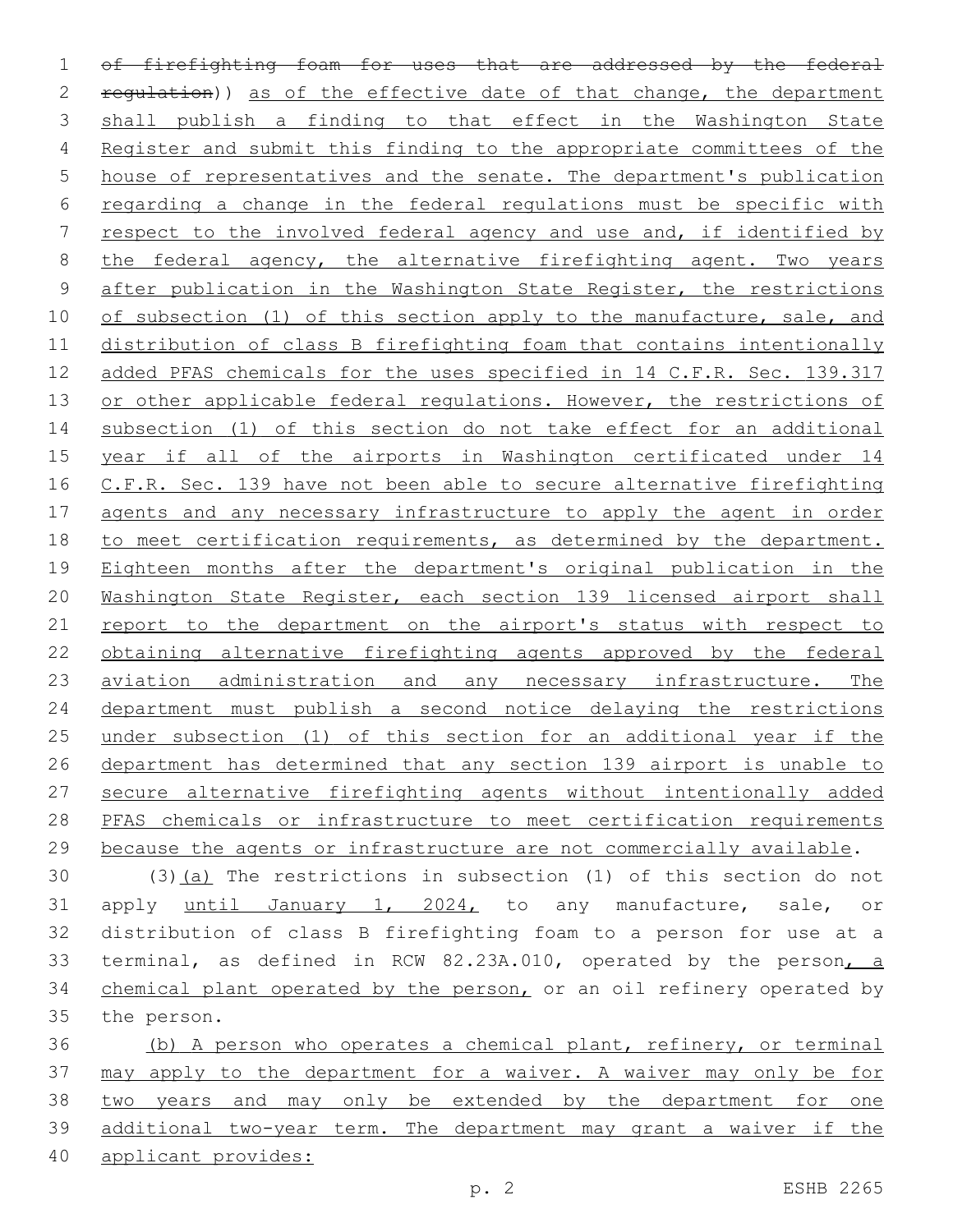~~of firefighting foam for uses that are addressed by the federal regulation~~)) as of the effective date of that change, the department shall publish a finding to that effect in the Washington State Register and submit this finding to the appropriate committees of the house of representatives and the senate. The department's publication regarding a change in the federal regulations must be specific with respect to the involved federal agency and use and, if identified by the federal agency, the alternative firefighting agent. Two years after publication in the Washington State Register, the restrictions of subsection (1) of this section apply to the manufacture, sale, and distribution of class B firefighting foam that contains intentionally added PFAS chemicals for the uses specified in 14 C.F.R. Sec. 139.317 or other applicable federal regulations. However, the restrictions of subsection (1) of this section do not take effect for an additional year if all of the airports in Washington certificated under 14 C.F.R. Sec. 139 have not been able to secure alternative firefighting agents and any necessary infrastructure to apply the agent in order to meet certification requirements, as determined by the department. Eighteen months after the department's original publication in the Washington State Register, each section 139 licensed airport shall report to the department on the airport's status with respect to obtaining alternative firefighting agents approved by the federal aviation administration and any necessary infrastructure. The department must publish a second notice delaying the restrictions under subsection (1) of this section for an additional year if the department has determined that any section 139 airport is unable to secure alternative firefighting agents without intentionally added PFAS chemicals or infrastructure to meet certification requirements because the agents or infrastructure are not commercially available.

(3)(a) The restrictions in subsection (1) of this section do not apply until January 1, 2024, to any manufacture, sale, or distribution of class B firefighting foam to a person for use at a terminal, as defined in RCW 82.23A.010, operated by the person, a chemical plant operated by the person, or an oil refinery operated by the person.

(b) A person who operates a chemical plant, refinery, or terminal may apply to the department for a waiver. A waiver may only be for two years and may only be extended by the department for one additional two-year term. The department may grant a waiver if the applicant provides: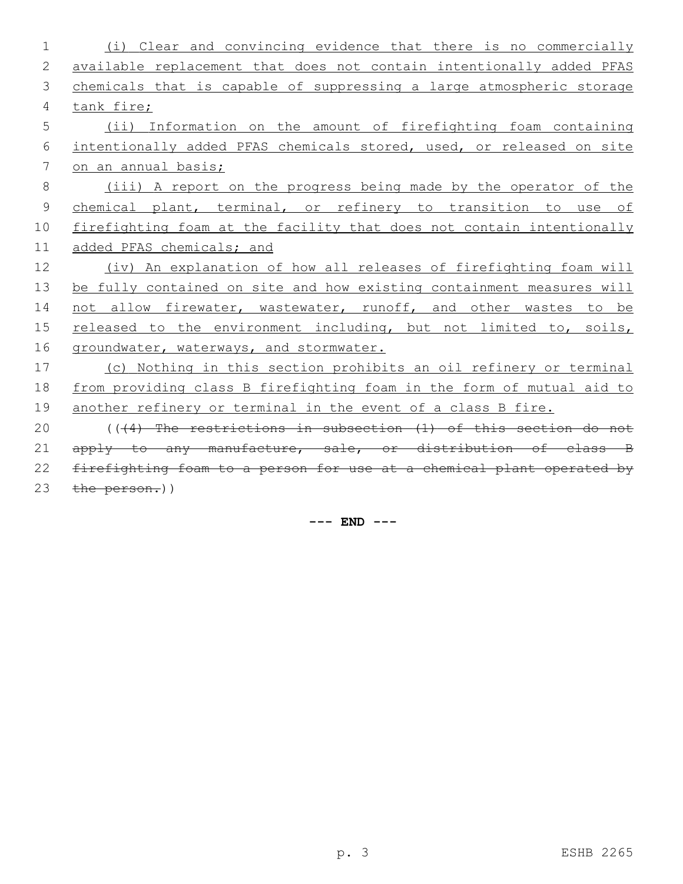(i) Clear and convincing evidence that there is no commercially available replacement that does not contain intentionally added PFAS chemicals that is capable of suppressing a large atmospheric storage tank fire;

(ii) Information on the amount of firefighting foam containing intentionally added PFAS chemicals stored, used, or released on site on an annual basis;

(iii) A report on the progress being made by the operator of the chemical plant, terminal, or refinery to transition to use of firefighting foam at the facility that does not contain intentionally added PFAS chemicals; and

(iv) An explanation of how all releases of firefighting foam will be fully contained on site and how existing containment measures will not allow firewater, wastewater, runoff, and other wastes to be released to the environment including, but not limited to, soils, groundwater, waterways, and stormwater.

(c) Nothing in this section prohibits an oil refinery or terminal from providing class B firefighting foam in the form of mutual aid to another refinery or terminal in the event of a class B fire.

((~~(4) The restrictions in subsection (1) of this section do not apply to any manufacture, sale, or distribution of class B firefighting foam to a person for use at a chemical plant operated by the person.~~))

**--- END ---**